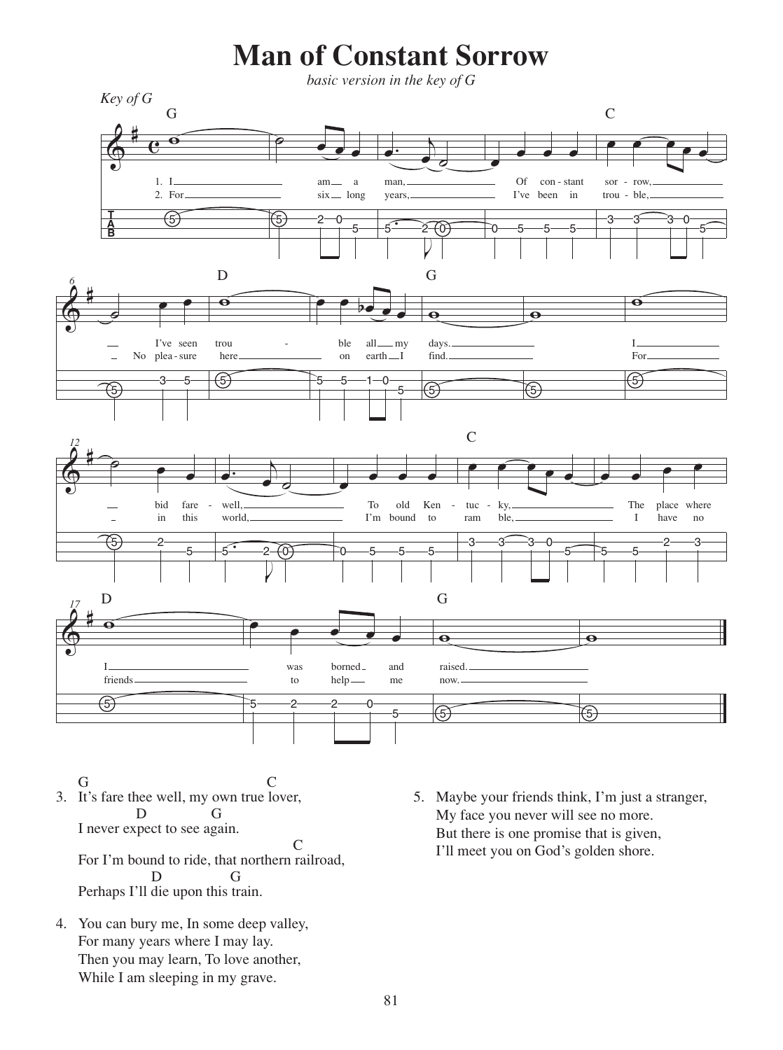# Man of Constant Sorrow

*basic version in the key of G*

*Key of G*

1. I am a man, Of constant sorrow, I've seen trouble all my days. I bid farewell, To old Kentucky, The place where I was borned and raised.
2. For six long years, I've been in trouble, No pleasure here on earth I find. For in this world, I'm bound to ramble, I have no friends to help me now.

3. It's fare thee well, my own true lover,
   I never expect to see again.
   For I'm bound to ride, that northern railroad,
   Perhaps I'll die upon this train.

4. You can bury me, In some deep valley,
   For many years where I may lay.
   Then you may learn, To love another,
   While I am sleeping in my grave.

5. Maybe your friends think, I'm just a stranger,
   My face you never will see no more.
   But there is one promise that is given,
   I'll meet you on God's golden shore.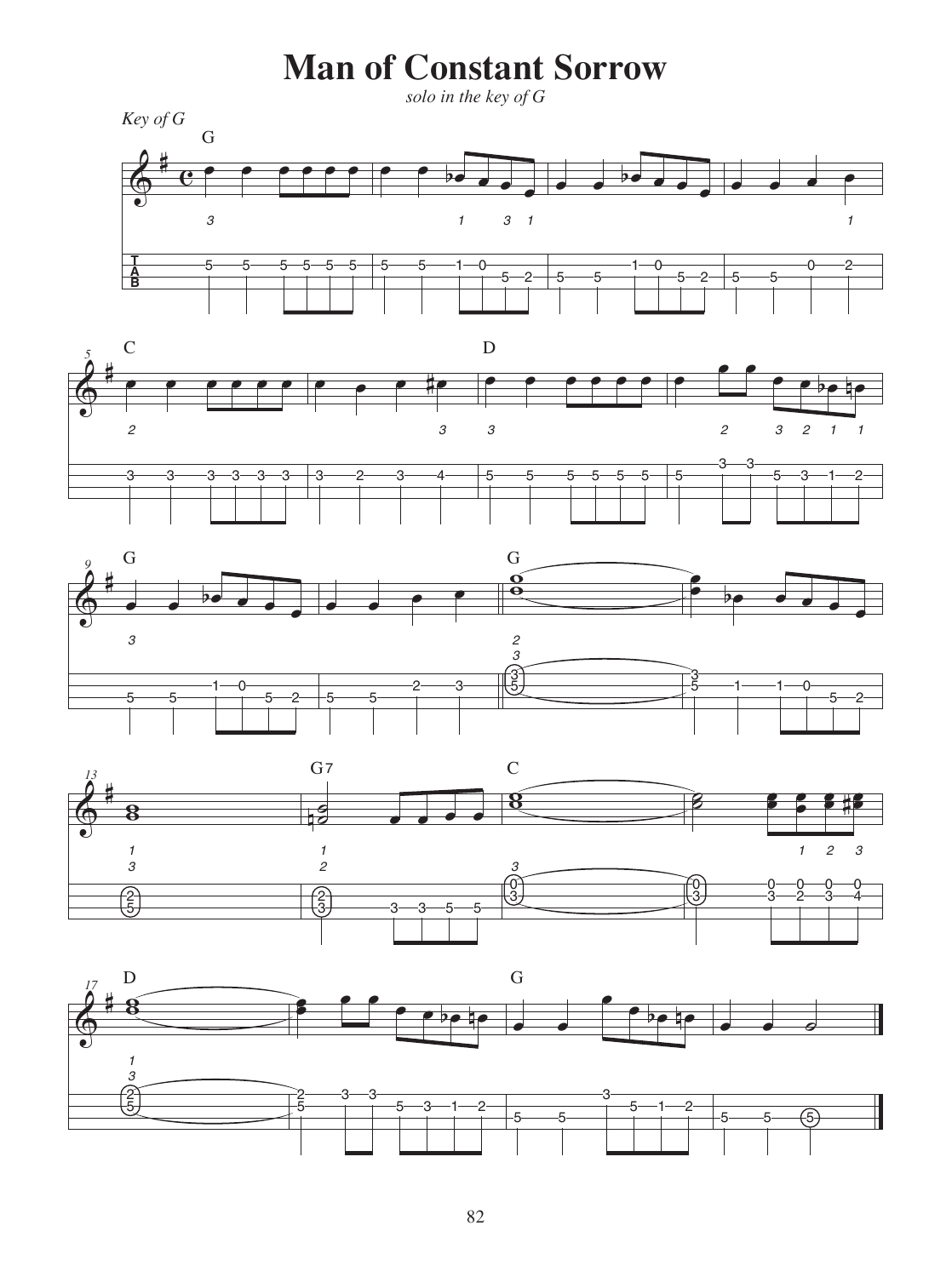# Man of Constant Sorrow

*solo in the key of G*

*Key of G*